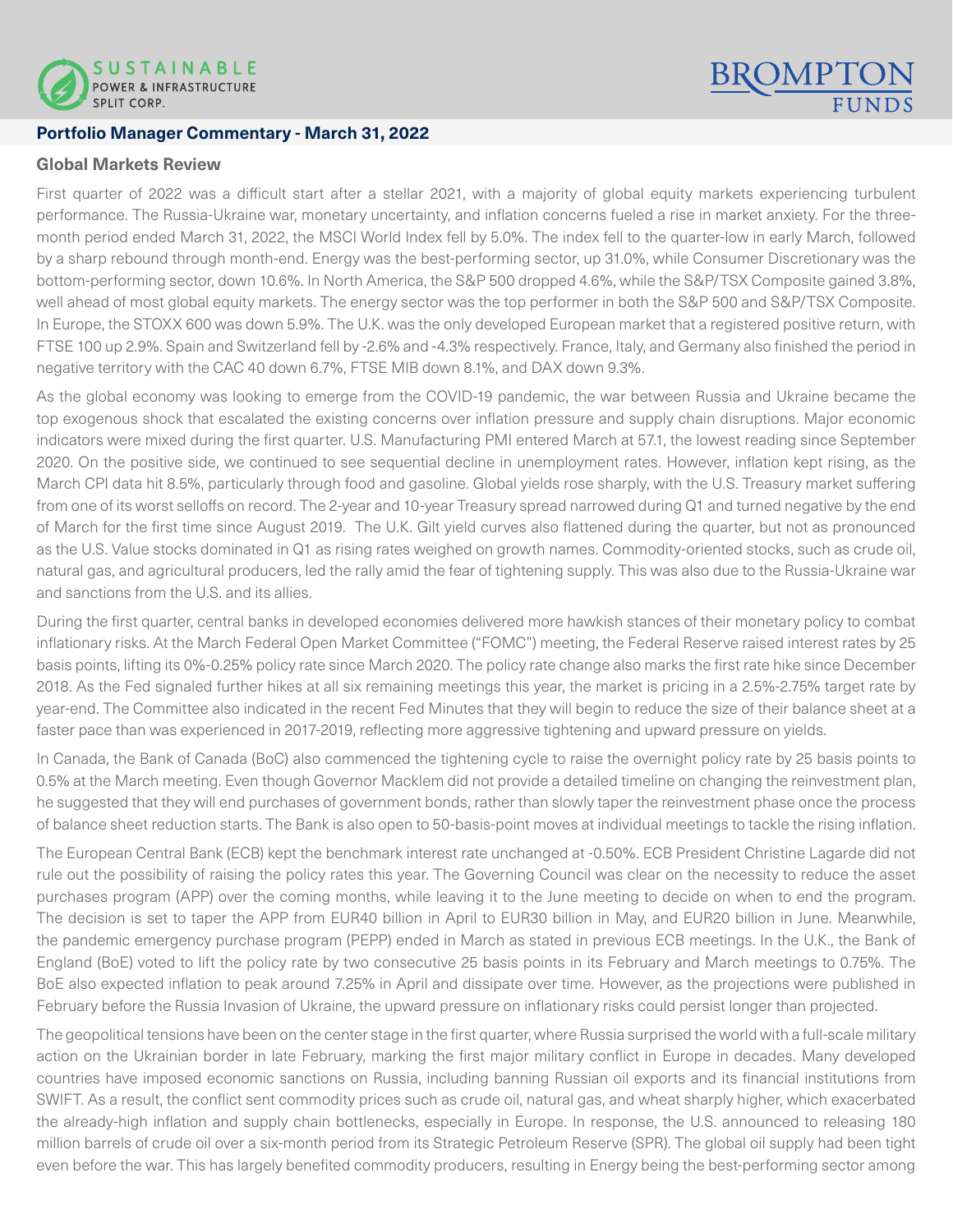## Portfolio Manager Commentary - March 31, 2022

### Global Markets Review

First quarter of 2022 was a difficult start after a stellar 2021, with a majority of global equity markets experiencing turbulent performance. The Russia-Ukraine war, monetary uncertainty, and inflation concerns fueled a rise in market anxiety. For the three-month period ended March 31, 2022, the MSCI World Index fell by 5.0%. The index fell to the quarter-low in early March, followed by a sharp rebound through month-end. Energy was the best-performing sector, up 31.0%, while Consumer Discretionary was the bottom-performing sector, down 10.6%. In North America, the S&P 500 dropped 4.6%, while the S&P/TSX Composite gained 3.8%, well ahead of most global equity markets. The energy sector was the top performer in both the S&P 500 and S&P/TSX Composite. In Europe, the STOXX 600 was down 5.9%. The U.K. was the only developed European market that a registered positive return, with FTSE 100 up 2.9%. Spain and Switzerland fell by -2.6% and -4.3% respectively. France, Italy, and Germany also finished the period in negative territory with the CAC 40 down 6.7%, FTSE MIB down 8.1%, and DAX down 9.3%.

As the global economy was looking to emerge from the COVID-19 pandemic, the war between Russia and Ukraine became the top exogenous shock that escalated the existing concerns over inflation pressure and supply chain disruptions. Major economic indicators were mixed during the first quarter. U.S. Manufacturing PMI entered March at 57.1, the lowest reading since September 2020. On the positive side, we continued to see sequential decline in unemployment rates. However, inflation kept rising, as the March CPI data hit 8.5%, particularly through food and gasoline. Global yields rose sharply, with the U.S. Treasury market suffering from one of its worst selloffs on record. The 2-year and 10-year Treasury spread narrowed during Q1 and turned negative by the end of March for the first time since August 2019. The U.K. Gilt yield curves also flattened during the quarter, but not as pronounced as the U.S. Value stocks dominated in Q1 as rising rates weighed on growth names. Commodity-oriented stocks, such as crude oil, natural gas, and agricultural producers, led the rally amid the fear of tightening supply. This was also due to the Russia-Ukraine war and sanctions from the U.S. and its allies.

During the first quarter, central banks in developed economies delivered more hawkish stances of their monetary policy to combat inflationary risks. At the March Federal Open Market Committee ("FOMC") meeting, the Federal Reserve raised interest rates by 25 basis points, lifting its 0%-0.25% policy rate since March 2020. The policy rate change also marks the first rate hike since December 2018. As the Fed signaled further hikes at all six remaining meetings this year, the market is pricing in a 2.5%-2.75% target rate by year-end. The Committee also indicated in the recent Fed Minutes that they will begin to reduce the size of their balance sheet at a faster pace than was experienced in 2017-2019, reflecting more aggressive tightening and upward pressure on yields.

In Canada, the Bank of Canada (BoC) also commenced the tightening cycle to raise the overnight policy rate by 25 basis points to 0.5% at the March meeting. Even though Governor Macklem did not provide a detailed timeline on changing the reinvestment plan, he suggested that they will end purchases of government bonds, rather than slowly taper the reinvestment phase once the process of balance sheet reduction starts. The Bank is also open to 50-basis-point moves at individual meetings to tackle the rising inflation.

The European Central Bank (ECB) kept the benchmark interest rate unchanged at -0.50%. ECB President Christine Lagarde did not rule out the possibility of raising the policy rates this year. The Governing Council was clear on the necessity to reduce the asset purchases program (APP) over the coming months, while leaving it to the June meeting to decide on when to end the program. The decision is set to taper the APP from EUR40 billion in April to EUR30 billion in May, and EUR20 billion in June. Meanwhile, the pandemic emergency purchase program (PEPP) ended in March as stated in previous ECB meetings. In the U.K., the Bank of England (BoE) voted to lift the policy rate by two consecutive 25 basis points in its February and March meetings to 0.75%. The BoE also expected inflation to peak around 7.25% in April and dissipate over time. However, as the projections were published in February before the Russia Invasion of Ukraine, the upward pressure on inflationary risks could persist longer than projected.

The geopolitical tensions have been on the center stage in the first quarter, where Russia surprised the world with a full-scale military action on the Ukrainian border in late February, marking the first major military conflict in Europe in decades. Many developed countries have imposed economic sanctions on Russia, including banning Russian oil exports and its financial institutions from SWIFT. As a result, the conflict sent commodity prices such as crude oil, natural gas, and wheat sharply higher, which exacerbated the already-high inflation and supply chain bottlenecks, especially in Europe. In response, the U.S. announced to releasing 180 million barrels of crude oil over a six-month period from its Strategic Petroleum Reserve (SPR). The global oil supply had been tight even before the war. This has largely benefited commodity producers, resulting in Energy being the best-performing sector among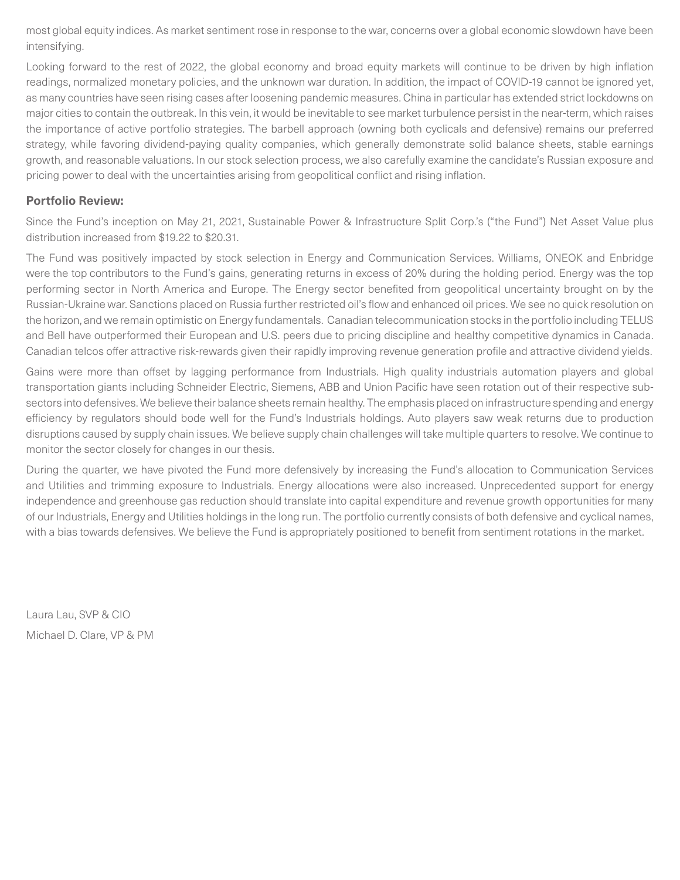most global equity indices. As market sentiment rose in response to the war, concerns over a global economic slowdown have been intensifying.

Looking forward to the rest of 2022, the global economy and broad equity markets will continue to be driven by high inflation readings, normalized monetary policies, and the unknown war duration. In addition, the impact of COVID-19 cannot be ignored yet, as many countries have seen rising cases after loosening pandemic measures. China in particular has extended strict lockdowns on major cities to contain the outbreak. In this vein, it would be inevitable to see market turbulence persist in the near-term, which raises the importance of active portfolio strategies. The barbell approach (owning both cyclicals and defensive) remains our preferred strategy, while favoring dividend-paying quality companies, which generally demonstrate solid balance sheets, stable earnings growth, and reasonable valuations. In our stock selection process, we also carefully examine the candidate's Russian exposure and pricing power to deal with the uncertainties arising from geopolitical conflict and rising inflation.

**Portfolio Review:**

Since the Fund's inception on May 21, 2021, Sustainable Power & Infrastructure Split Corp.'s ("the Fund") Net Asset Value plus distribution increased from $19.22 to $20.31.

The Fund was positively impacted by stock selection in Energy and Communication Services. Williams, ONEOK and Enbridge were the top contributors to the Fund's gains, generating returns in excess of 20% during the holding period. Energy was the top performing sector in North America and Europe. The Energy sector benefited from geopolitical uncertainty brought on by the Russian-Ukraine war. Sanctions placed on Russia further restricted oil's flow and enhanced oil prices. We see no quick resolution on the horizon, and we remain optimistic on Energy fundamentals. Canadian telecommunication stocks in the portfolio including TELUS and Bell have outperformed their European and U.S. peers due to pricing discipline and healthy competitive dynamics in Canada. Canadian telcos offer attractive risk-rewards given their rapidly improving revenue generation profile and attractive dividend yields.

Gains were more than offset by lagging performance from Industrials. High quality industrials automation players and global transportation giants including Schneider Electric, Siemens, ABB and Union Pacific have seen rotation out of their respective sub-sectors into defensives. We believe their balance sheets remain healthy. The emphasis placed on infrastructure spending and energy efficiency by regulators should bode well for the Fund's Industrials holdings. Auto players saw weak returns due to production disruptions caused by supply chain issues. We believe supply chain challenges will take multiple quarters to resolve. We continue to monitor the sector closely for changes in our thesis.

During the quarter, we have pivoted the Fund more defensively by increasing the Fund's allocation to Communication Services and Utilities and trimming exposure to Industrials. Energy allocations were also increased. Unprecedented support for energy independence and greenhouse gas reduction should translate into capital expenditure and revenue growth opportunities for many of our Industrials, Energy and Utilities holdings in the long run. The portfolio currently consists of both defensive and cyclical names, with a bias towards defensives. We believe the Fund is appropriately positioned to benefit from sentiment rotations in the market.

Laura Lau, SVP & CIO

Michael D. Clare, VP & PM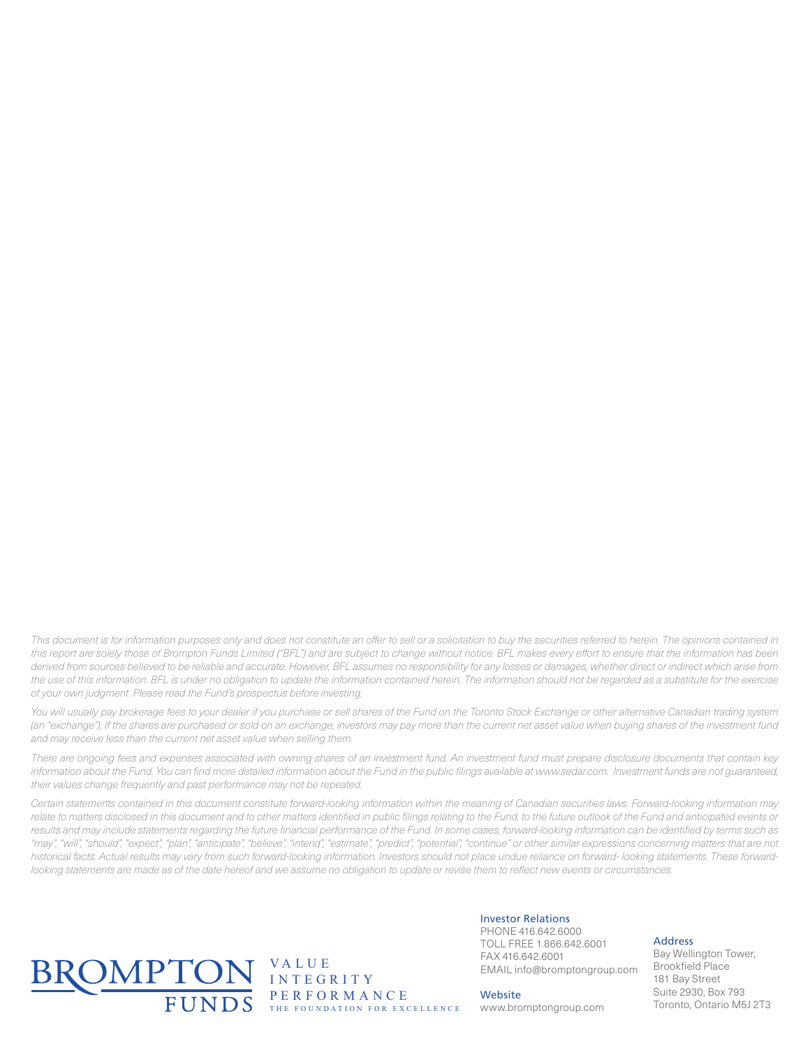*This document is for information purposes only and does not constitute an offer to sell or a solicitation to buy the securities referred to herein. The opinions contained in this report are solely those of Brompton Funds Limited ("BFL") and are subject to change without notice. BFL makes every effort to ensure that the information has been derived from sources believed to be reliable and accurate. However, BFL assumes no responsibility for any losses or damages, whether direct or indirect which arise from the use of this information. BFL is under no obligation to update the information contained herein. The information should not be regarded as a substitute for the exercise of your own judgment. Please read the Fund's prospectus before investing.*

*You will usually pay brokerage fees to your dealer if you purchase or sell shares of the Fund on the Toronto Stock Exchange or other alternative Canadian trading system (an "exchange"). If the shares are purchased or sold on an exchange, investors may pay more than the current net asset value when buying shares of the investment fund and may receive less than the current net asset value when selling them.*

*There are ongoing fees and expenses associated with owning shares of an investment fund. An investment fund must prepare disclosure documents that contain key information about the Fund. You can find more detailed information about the Fund in the public filings available at www.sedar.com. Investment funds are not guaranteed, their values change frequently and past performance may not be repeated.*

*Certain statements contained in this document constitute forward-looking information within the meaning of Canadian securities laws. Forward-looking information may relate to matters disclosed in this document and to other matters identified in public filings relating to the Fund, to the future outlook of the Fund and anticipated events or results and may include statements regarding the future financial performance of the Fund. In some cases, forward-looking information can be identified by terms such as "may", "will", "should", "expect", "plan", "anticipate", "believe", "intend", "estimate", "predict", "potential", "continue" or other similar expressions concerning matters that are not historical facts. Actual results may vary from such forward-looking information. Investors should not place undue reliance on forward- looking statements. These forward-looking statements are made as of the date hereof and we assume no obligation to update or revise them to reflect new events or circumstances.*

BROMPTON FUNDS

VALUE
INTEGRITY
PERFORMANCE
THE FOUNDATION FOR EXCELLENCE

**Investor Relations**
PHONE 416.642.6000
TOLL FREE 1.866.642.6001
FAX 416.642.6001
EMAIL info@bromptongroup.com

**Website**
www.bromptongroup.com

**Address**
Bay Wellington Tower,
Brookfield Place
181 Bay Street
Suite 2930, Box 793
Toronto, Ontario M5J 2T3